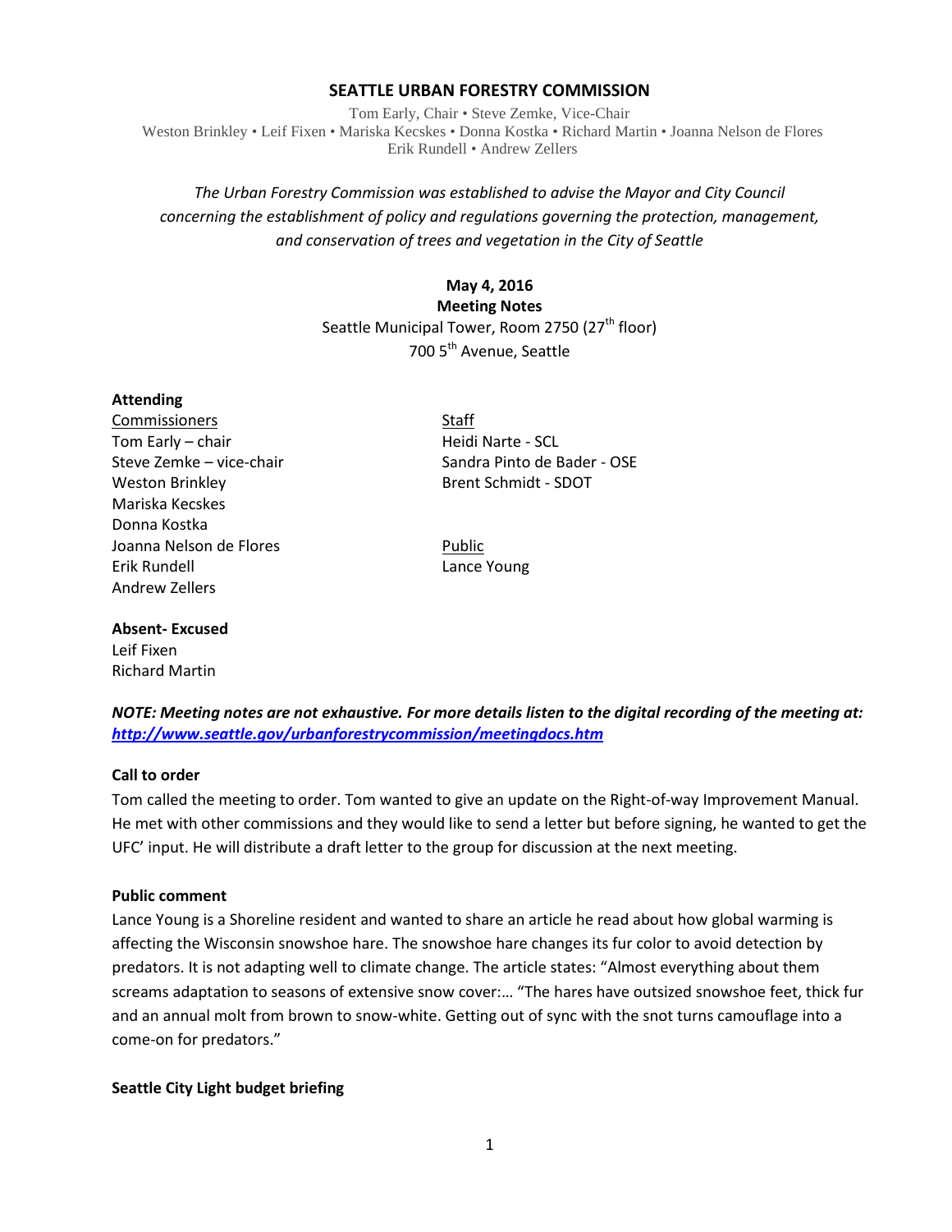# SEATTLE URBAN FORESTRY COMMISSION

Tom Early, Chair • Steve Zemke, Vice-Chair
Weston Brinkley • Leif Fixen • Mariska Kecskes • Donna Kostka • Richard Martin • Joanna Nelson de Flores
Erik Rundell • Andrew Zellers

*The Urban Forestry Commission was established to advise the Mayor and City Council concerning the establishment of policy and regulations governing the protection, management, and conservation of trees and vegetation in the City of Seattle*

**May 4, 2016**
**Meeting Notes**
Seattle Municipal Tower, Room 2750 (27th floor)
700 5th Avenue, Seattle

**Attending**

Commissioners
Tom Early – chair
Steve Zemke – vice-chair
Weston Brinkley
Mariska Kecskes
Donna Kostka
Joanna Nelson de Flores
Erik Rundell
Andrew Zellers

Staff
Heidi Narte - SCL
Sandra Pinto de Bader - OSE
Brent Schmidt - SDOT

Public
Lance Young

**Absent- Excused**
Leif Fixen
Richard Martin

***NOTE: Meeting notes are not exhaustive. For more details listen to the digital recording of the meeting at: [http://www.seattle.gov/urbanforestrycommission/meetingdocs.htm](http://www.seattle.gov/urbanforestrycommission/meetingdocs.htm)***

**Call to order**

Tom called the meeting to order. Tom wanted to give an update on the Right-of-way Improvement Manual. He met with other commissions and they would like to send a letter but before signing, he wanted to get the UFC' input. He will distribute a draft letter to the group for discussion at the next meeting.

**Public comment**

Lance Young is a Shoreline resident and wanted to share an article he read about how global warming is affecting the Wisconsin snowshoe hare. The snowshoe hare changes its fur color to avoid detection by predators. It is not adapting well to climate change. The article states: "Almost everything about them screams adaptation to seasons of extensive snow cover:… "The hares have outsized snowshoe feet, thick fur and an annual molt from brown to snow-white. Getting out of sync with the snot turns camouflage into a come-on for predators."

**Seattle City Light budget briefing**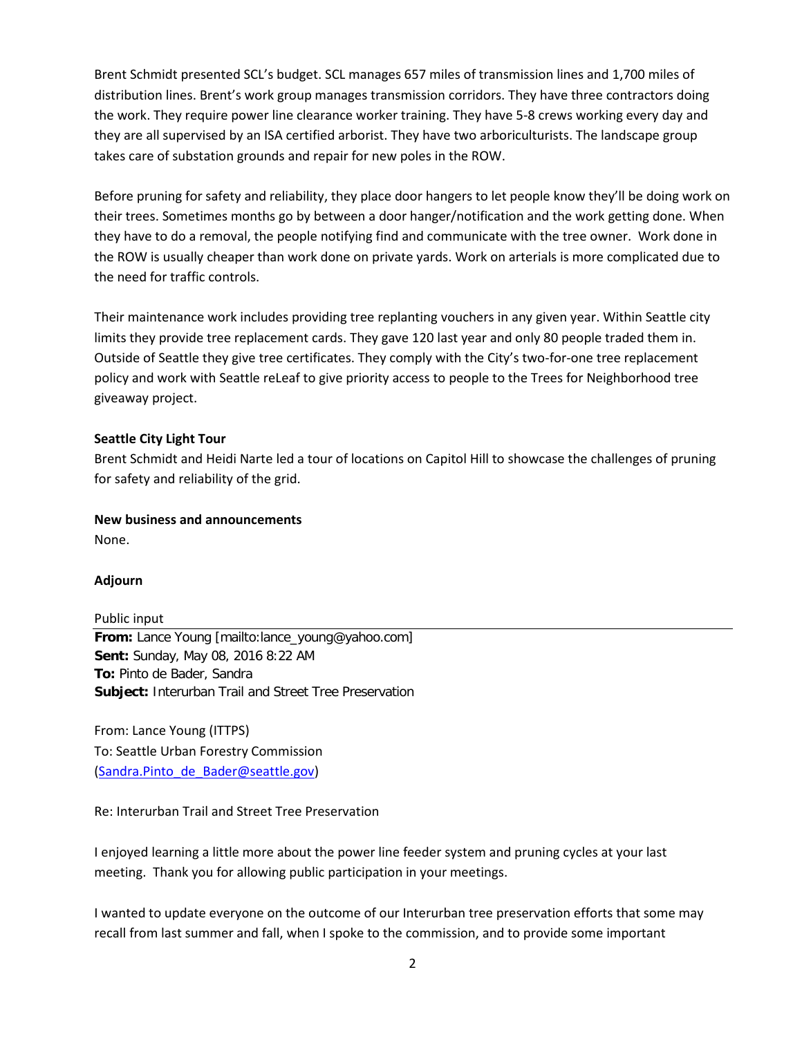Brent Schmidt presented SCL's budget. SCL manages 657 miles of transmission lines and 1,700 miles of distribution lines. Brent's work group manages transmission corridors. They have three contractors doing the work. They require power line clearance worker training. They have 5-8 crews working every day and they are all supervised by an ISA certified arborist. They have two arboriculturists. The landscape group takes care of substation grounds and repair for new poles in the ROW.

Before pruning for safety and reliability, they place door hangers to let people know they'll be doing work on their trees. Sometimes months go by between a door hanger/notification and the work getting done. When they have to do a removal, the people notifying find and communicate with the tree owner. Work done in the ROW is usually cheaper than work done on private yards. Work on arterials is more complicated due to the need for traffic controls.

Their maintenance work includes providing tree replanting vouchers in any given year. Within Seattle city limits they provide tree replacement cards. They gave 120 last year and only 80 people traded them in. Outside of Seattle they give tree certificates. They comply with the City's two-for-one tree replacement policy and work with Seattle reLeaf to give priority access to people to the Trees for Neighborhood tree giveaway project.

**Seattle City Light Tour**

Brent Schmidt and Heidi Narte led a tour of locations on Capitol Hill to showcase the challenges of pruning for safety and reliability of the grid.

**New business and announcements**

None.

**Adjourn**

Public input

---

**From:** Lance Young [mailto:lance_young@yahoo.com]
**Sent:** Sunday, May 08, 2016 8:22 AM
**To:** Pinto de Bader, Sandra
**Subject:** Interurban Trail and Street Tree Preservation

From: Lance Young (ITTPS)
To: Seattle Urban Forestry Commission
(Sandra.Pinto_de_Bader@seattle.gov)

Re: Interurban Trail and Street Tree Preservation

I enjoyed learning a little more about the power line feeder system and pruning cycles at your last meeting. Thank you for allowing public participation in your meetings.

I wanted to update everyone on the outcome of our Interurban tree preservation efforts that some may recall from last summer and fall, when I spoke to the commission, and to provide some important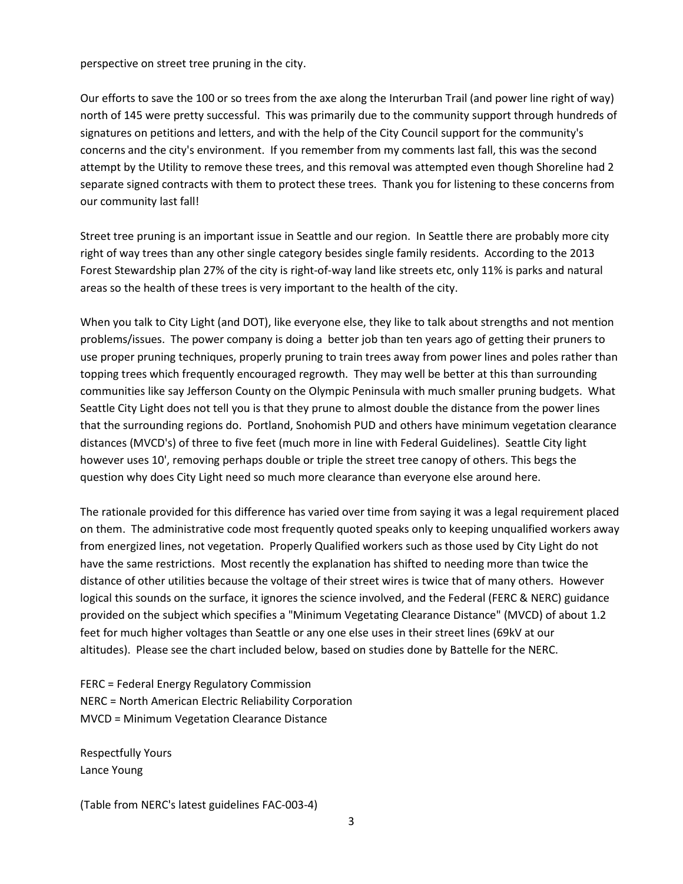perspective on street tree pruning in the city.

Our efforts to save the 100 or so trees from the axe along the Interurban Trail (and power line right of way) north of 145 were pretty successful. This was primarily due to the community support through hundreds of signatures on petitions and letters, and with the help of the City Council support for the community's concerns and the city's environment. If you remember from my comments last fall, this was the second attempt by the Utility to remove these trees, and this removal was attempted even though Shoreline had 2 separate signed contracts with them to protect these trees. Thank you for listening to these concerns from our community last fall!

Street tree pruning is an important issue in Seattle and our region. In Seattle there are probably more city right of way trees than any other single category besides single family residents. According to the 2013 Forest Stewardship plan 27% of the city is right-of-way land like streets etc, only 11% is parks and natural areas so the health of these trees is very important to the health of the city.

When you talk to City Light (and DOT), like everyone else, they like to talk about strengths and not mention problems/issues. The power company is doing a better job than ten years ago of getting their pruners to use proper pruning techniques, properly pruning to train trees away from power lines and poles rather than topping trees which frequently encouraged regrowth. They may well be better at this than surrounding communities like say Jefferson County on the Olympic Peninsula with much smaller pruning budgets. What Seattle City Light does not tell you is that they prune to almost double the distance from the power lines that the surrounding regions do. Portland, Snohomish PUD and others have minimum vegetation clearance distances (MVCD's) of three to five feet (much more in line with Federal Guidelines). Seattle City light however uses 10', removing perhaps double or triple the street tree canopy of others. This begs the question why does City Light need so much more clearance than everyone else around here.

The rationale provided for this difference has varied over time from saying it was a legal requirement placed on them. The administrative code most frequently quoted speaks only to keeping unqualified workers away from energized lines, not vegetation. Properly Qualified workers such as those used by City Light do not have the same restrictions. Most recently the explanation has shifted to needing more than twice the distance of other utilities because the voltage of their street wires is twice that of many others. However logical this sounds on the surface, it ignores the science involved, and the Federal (FERC & NERC) guidance provided on the subject which specifies a "Minimum Vegetating Clearance Distance" (MVCD) of about 1.2 feet for much higher voltages than Seattle or any one else uses in their street lines (69kV at our altitudes). Please see the chart included below, based on studies done by Battelle for the NERC.

FERC = Federal Energy Regulatory Commission
NERC = North American Electric Reliability Corporation
MVCD = Minimum Vegetation Clearance Distance

Respectfully Yours
Lance Young

(Table from NERC's latest guidelines FAC-003-4)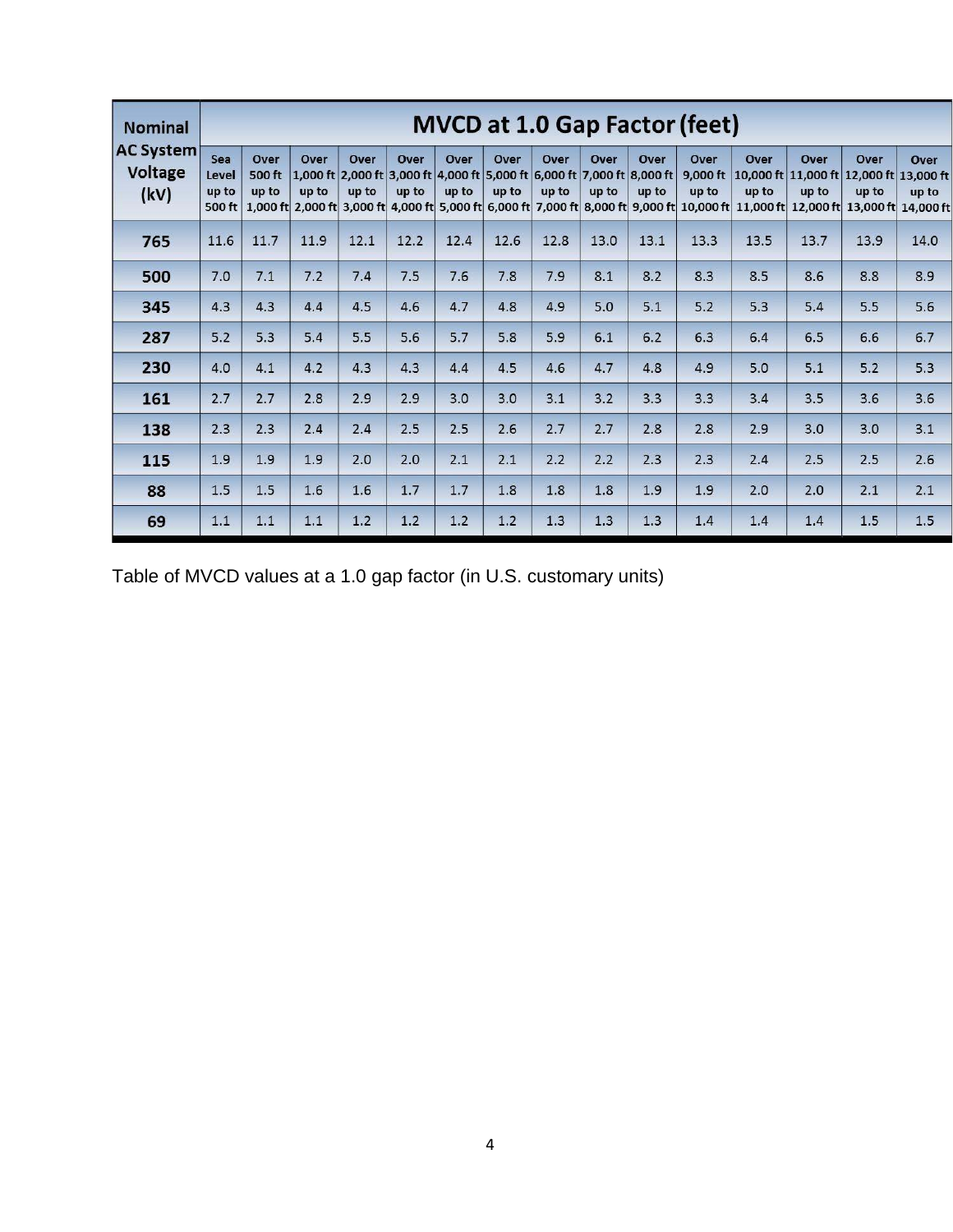| Nominal AC System Voltage (kV) | MVCD at 1.0 Gap Factor (feet) | | | | | | | | | | | | | | |
|---|---|---|---|---|---|---|---|---|---|---|---|---|---|---|---|
| | Sea Level up to 500 ft | Over 500 ft up to 1,000 ft | Over 1,000 ft up to 2,000 ft | Over 2,000 ft up to 3,000 ft | Over 3,000 ft up to 4,000 ft | Over 4,000 ft up to 5,000 ft | Over 5,000 ft up to 6,000 ft | Over 6,000 ft up to 7,000 ft | Over 7,000 ft up to 8,000 ft | Over 8,000 ft up to 9,000 ft | Over 9,000 ft up to 10,000 ft | Over 10,000 ft up to 11,000 ft | Over 11,000 ft up to 12,000 ft | Over 12,000 ft up to 13,000 ft | Over 13,000 ft up to 14,000 ft |
| 765 | 11.6 | 11.7 | 11.9 | 12.1 | 12.2 | 12.4 | 12.6 | 12.8 | 13.0 | 13.1 | 13.3 | 13.5 | 13.7 | 13.9 | 14.0 |
| 500 | 7.0 | 7.1 | 7.2 | 7.4 | 7.5 | 7.6 | 7.8 | 7.9 | 8.1 | 8.2 | 8.3 | 8.5 | 8.6 | 8.8 | 8.9 |
| 345 | 4.3 | 4.3 | 4.4 | 4.5 | 4.6 | 4.7 | 4.8 | 4.9 | 5.0 | 5.1 | 5.2 | 5.3 | 5.4 | 5.5 | 5.6 |
| 287 | 5.2 | 5.3 | 5.4 | 5.5 | 5.6 | 5.7 | 5.8 | 5.9 | 6.1 | 6.2 | 6.3 | 6.4 | 6.5 | 6.6 | 6.7 |
| 230 | 4.0 | 4.1 | 4.2 | 4.3 | 4.3 | 4.4 | 4.5 | 4.6 | 4.7 | 4.8 | 4.9 | 5.0 | 5.1 | 5.2 | 5.3 |
| 161 | 2.7 | 2.7 | 2.8 | 2.9 | 2.9 | 3.0 | 3.0 | 3.1 | 3.2 | 3.3 | 3.3 | 3.4 | 3.5 | 3.6 | 3.6 |
| 138 | 2.3 | 2.3 | 2.4 | 2.4 | 2.5 | 2.5 | 2.6 | 2.7 | 2.7 | 2.8 | 2.8 | 2.9 | 3.0 | 3.0 | 3.1 |
| 115 | 1.9 | 1.9 | 1.9 | 2.0 | 2.0 | 2.1 | 2.1 | 2.2 | 2.2 | 2.3 | 2.3 | 2.4 | 2.5 | 2.5 | 2.6 |
| 88 | 1.5 | 1.5 | 1.6 | 1.6 | 1.7 | 1.7 | 1.8 | 1.8 | 1.8 | 1.9 | 1.9 | 2.0 | 2.0 | 2.1 | 2.1 |
| 69 | 1.1 | 1.1 | 1.1 | 1.2 | 1.2 | 1.2 | 1.2 | 1.3 | 1.3 | 1.3 | 1.4 | 1.4 | 1.4 | 1.5 | 1.5 |

Table of MVCD values at a 1.0 gap factor (in U.S. customary units)